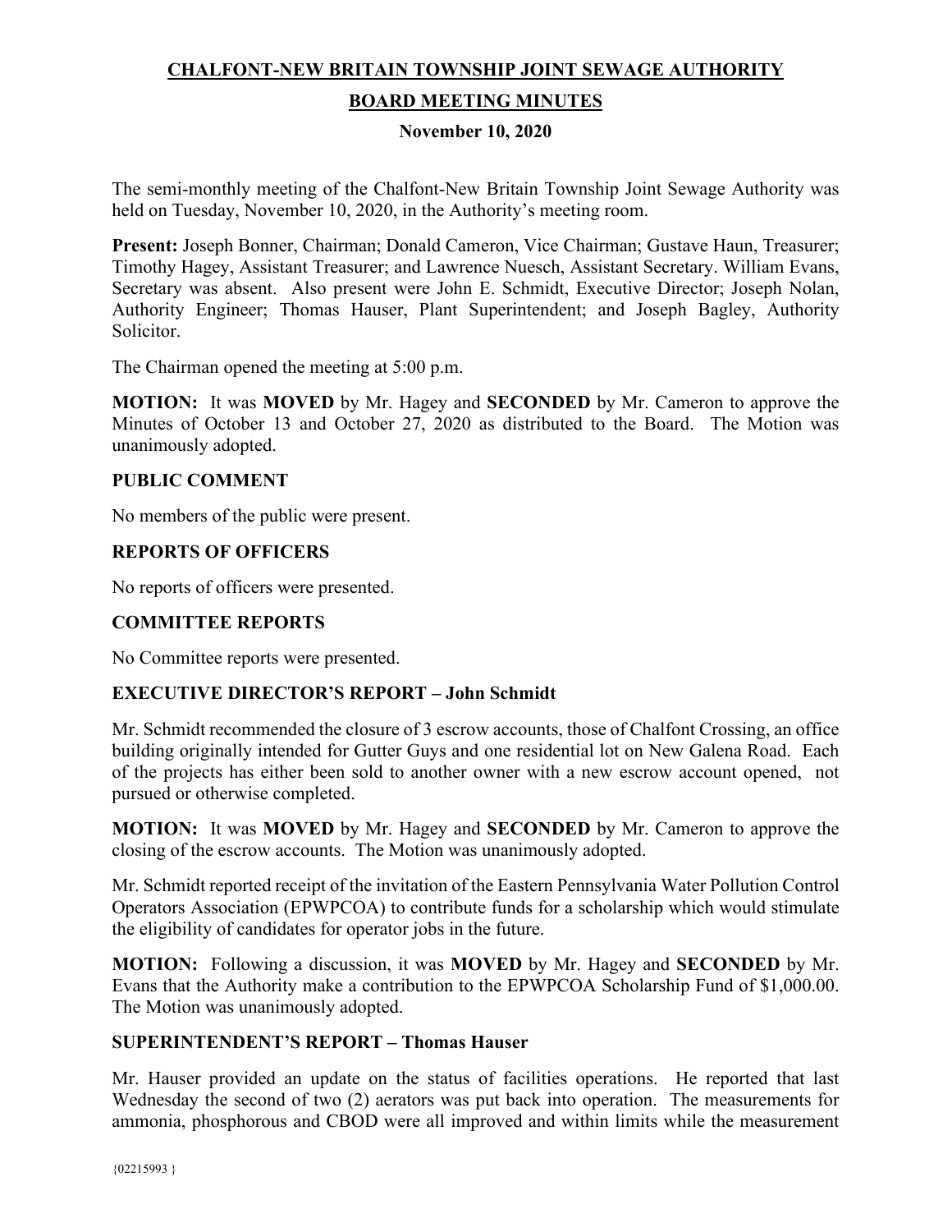# CHALFONT-NEW BRITAIN TOWNSHIP JOINT SEWAGE AUTHORITY

## BOARD MEETING MINUTES

### November 10, 2020

The semi-monthly meeting of the Chalfont-New Britain Township Joint Sewage Authority was held on Tuesday, November 10, 2020, in the Authority's meeting room.

**Present:** Joseph Bonner, Chairman; Donald Cameron, Vice Chairman; Gustave Haun, Treasurer; Timothy Hagey, Assistant Treasurer; and Lawrence Nuesch, Assistant Secretary. William Evans, Secretary was absent. Also present were John E. Schmidt, Executive Director; Joseph Nolan, Authority Engineer; Thomas Hauser, Plant Superintendent; and Joseph Bagley, Authority Solicitor.

The Chairman opened the meeting at 5:00 p.m.

**MOTION:** It was **MOVED** by Mr. Hagey and **SECONDED** by Mr. Cameron to approve the Minutes of October 13 and October 27, 2020 as distributed to the Board. The Motion was unanimously adopted.

### PUBLIC COMMENT

No members of the public were present.

### REPORTS OF OFFICERS

No reports of officers were presented.

### COMMITTEE REPORTS

No Committee reports were presented.

### EXECUTIVE DIRECTOR'S REPORT – John Schmidt

Mr. Schmidt recommended the closure of 3 escrow accounts, those of Chalfont Crossing, an office building originally intended for Gutter Guys and one residential lot on New Galena Road. Each of the projects has either been sold to another owner with a new escrow account opened, not pursued or otherwise completed.

**MOTION:** It was **MOVED** by Mr. Hagey and **SECONDED** by Mr. Cameron to approve the closing of the escrow accounts. The Motion was unanimously adopted.

Mr. Schmidt reported receipt of the invitation of the Eastern Pennsylvania Water Pollution Control Operators Association (EPWPCOA) to contribute funds for a scholarship which would stimulate the eligibility of candidates for operator jobs in the future.

**MOTION:** Following a discussion, it was **MOVED** by Mr. Hagey and **SECONDED** by Mr. Evans that the Authority make a contribution to the EPWPCOA Scholarship Fund of $1,000.00. The Motion was unanimously adopted.

### SUPERINTENDENT'S REPORT – Thomas Hauser

Mr. Hauser provided an update on the status of facilities operations. He reported that last Wednesday the second of two (2) aerators was put back into operation. The measurements for ammonia, phosphorous and CBOD were all improved and within limits while the measurement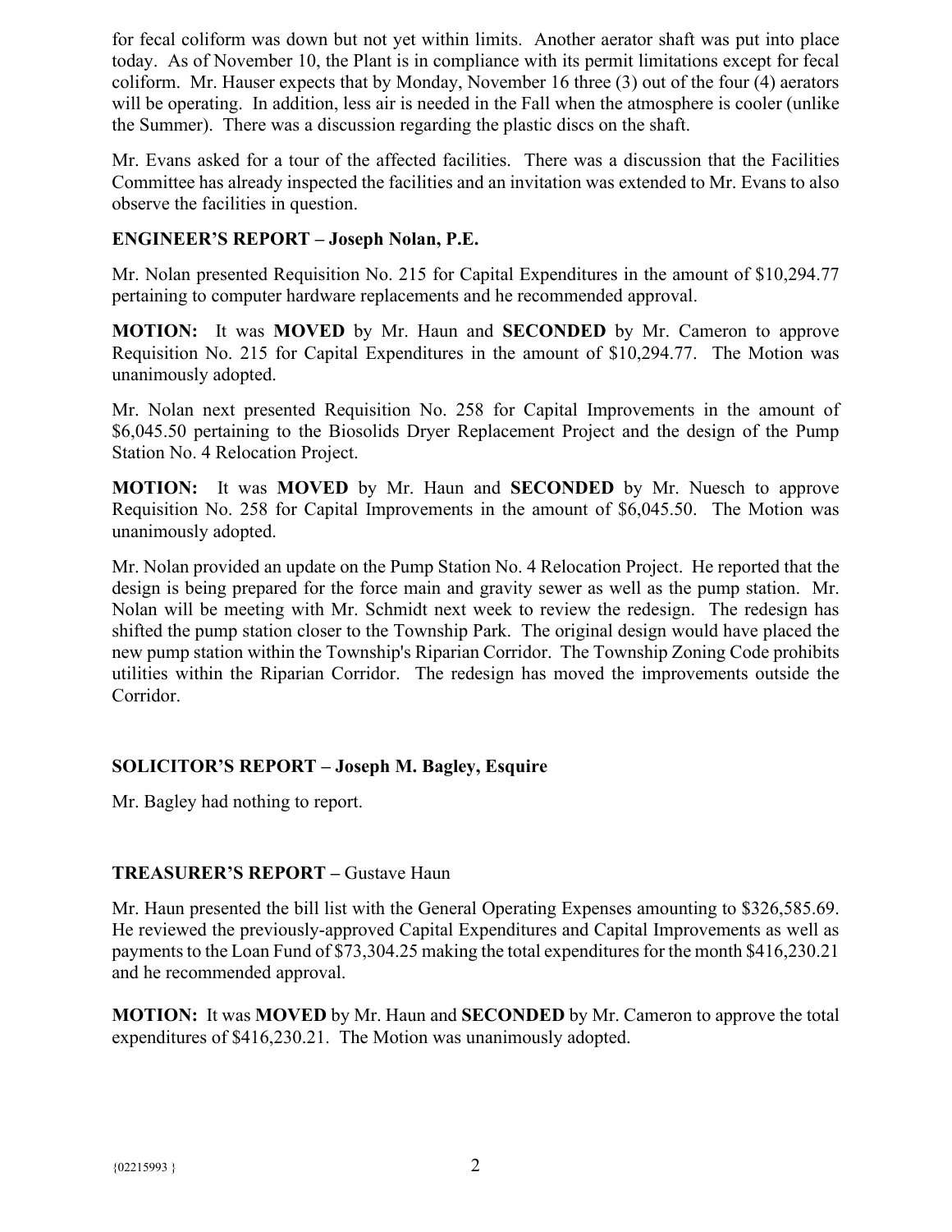for fecal coliform was down but not yet within limits. Another aerator shaft was put into place today. As of November 10, the Plant is in compliance with its permit limitations except for fecal coliform. Mr. Hauser expects that by Monday, November 16 three (3) out of the four (4) aerators will be operating. In addition, less air is needed in the Fall when the atmosphere is cooler (unlike the Summer). There was a discussion regarding the plastic discs on the shaft.

Mr. Evans asked for a tour of the affected facilities. There was a discussion that the Facilities Committee has already inspected the facilities and an invitation was extended to Mr. Evans to also observe the facilities in question.

**ENGINEER'S REPORT – Joseph Nolan, P.E.**

Mr. Nolan presented Requisition No. 215 for Capital Expenditures in the amount of $10,294.77 pertaining to computer hardware replacements and he recommended approval.

**MOTION:** It was **MOVED** by Mr. Haun and **SECONDED** by Mr. Cameron to approve Requisition No. 215 for Capital Expenditures in the amount of $10,294.77. The Motion was unanimously adopted.

Mr. Nolan next presented Requisition No. 258 for Capital Improvements in the amount of $6,045.50 pertaining to the Biosolids Dryer Replacement Project and the design of the Pump Station No. 4 Relocation Project.

**MOTION:** It was **MOVED** by Mr. Haun and **SECONDED** by Mr. Nuesch to approve Requisition No. 258 for Capital Improvements in the amount of $6,045.50. The Motion was unanimously adopted.

Mr. Nolan provided an update on the Pump Station No. 4 Relocation Project. He reported that the design is being prepared for the force main and gravity sewer as well as the pump station. Mr. Nolan will be meeting with Mr. Schmidt next week to review the redesign. The redesign has shifted the pump station closer to the Township Park. The original design would have placed the new pump station within the Township's Riparian Corridor. The Township Zoning Code prohibits utilities within the Riparian Corridor. The redesign has moved the improvements outside the Corridor.

**SOLICITOR'S REPORT – Joseph M. Bagley, Esquire**

Mr. Bagley had nothing to report.

**TREASURER'S REPORT –** Gustave Haun

Mr. Haun presented the bill list with the General Operating Expenses amounting to $326,585.69. He reviewed the previously-approved Capital Expenditures and Capital Improvements as well as payments to the Loan Fund of $73,304.25 making the total expenditures for the month $416,230.21 and he recommended approval.

**MOTION:** It was **MOVED** by Mr. Haun and **SECONDED** by Mr. Cameron to approve the total expenditures of $416,230.21. The Motion was unanimously adopted.

{02215993 }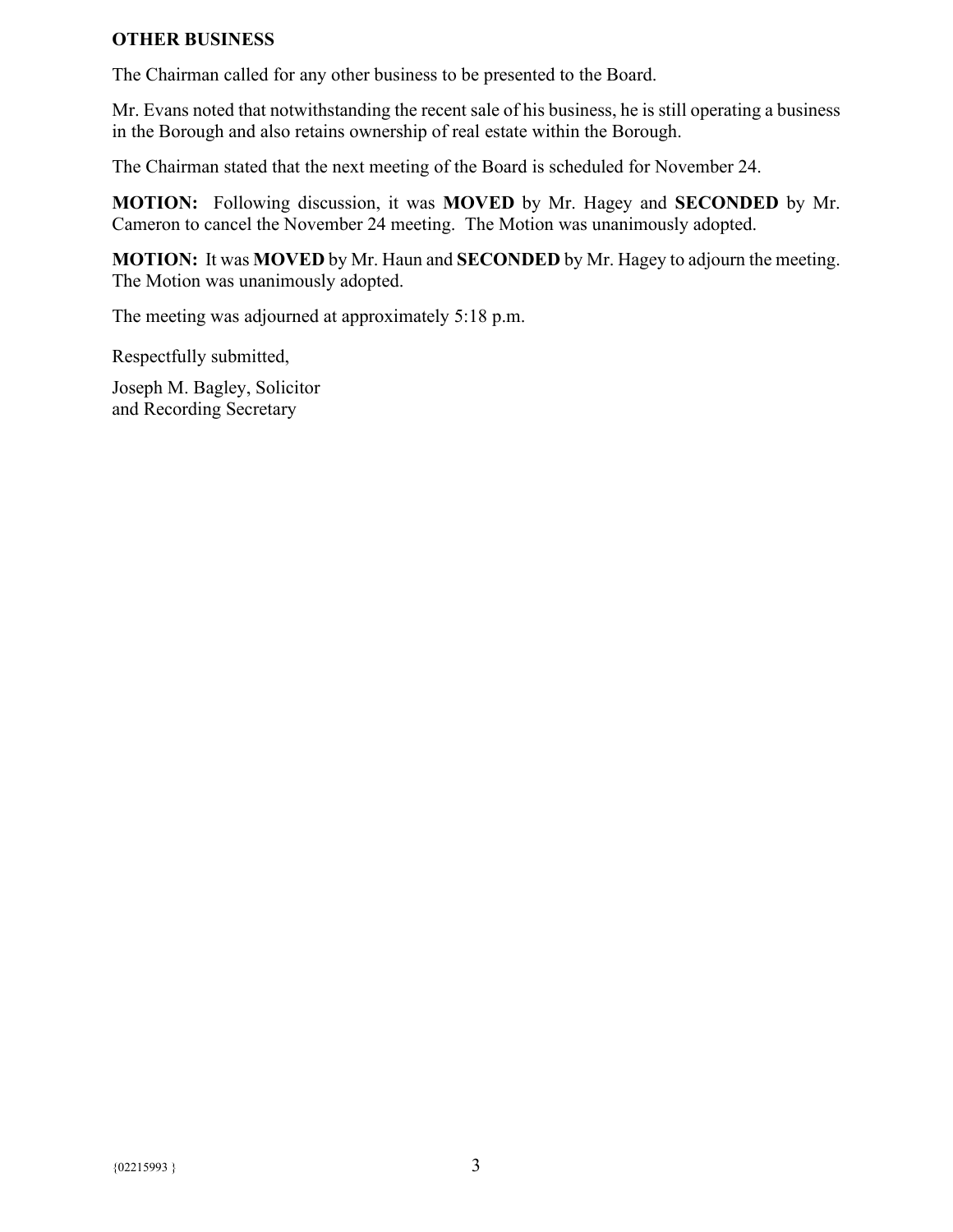**OTHER BUSINESS**

The Chairman called for any other business to be presented to the Board.

Mr. Evans noted that notwithstanding the recent sale of his business, he is still operating a business in the Borough and also retains ownership of real estate within the Borough.

The Chairman stated that the next meeting of the Board is scheduled for November 24.

**MOTION:** Following discussion, it was **MOVED** by Mr. Hagey and **SECONDED** by Mr. Cameron to cancel the November 24 meeting. The Motion was unanimously adopted.

**MOTION:** It was **MOVED** by Mr. Haun and **SECONDED** by Mr. Hagey to adjourn the meeting. The Motion was unanimously adopted.

The meeting was adjourned at approximately 5:18 p.m.

Respectfully submitted,

Joseph M. Bagley, Solicitor
and Recording Secretary

{02215993 }